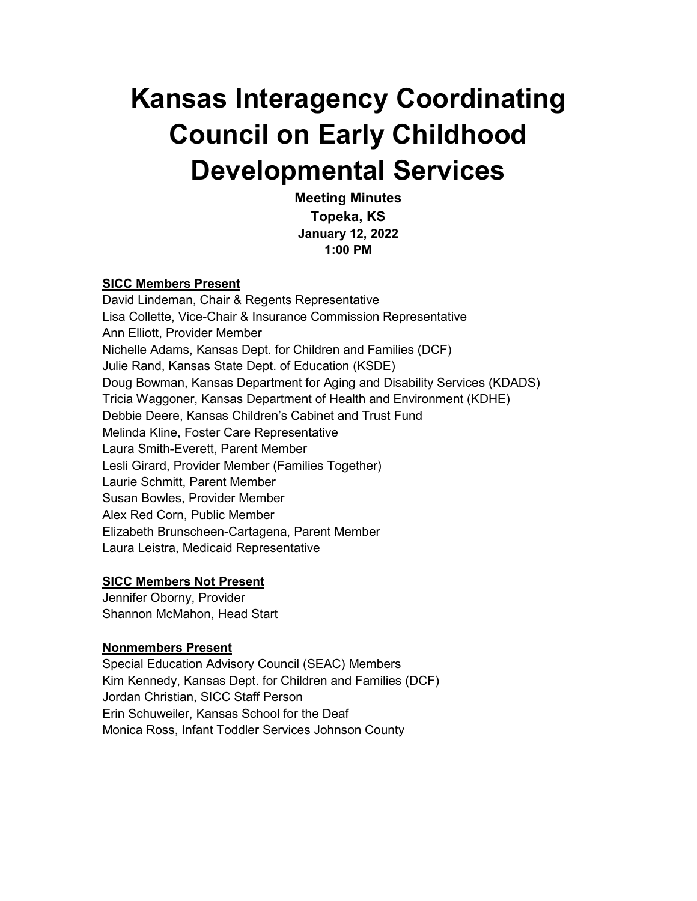# Kansas Interagency Coordinating Council on Early Childhood Developmental Services

**Meeting Minutes**
**Topeka, KS**
**January 12, 2022**
**1:00 PM**

**SICC Members Present**

David Lindeman, Chair & Regents Representative
Lisa Collette, Vice-Chair & Insurance Commission Representative
Ann Elliott, Provider Member
Nichelle Adams, Kansas Dept. for Children and Families (DCF)
Julie Rand, Kansas State Dept. of Education (KSDE)
Doug Bowman, Kansas Department for Aging and Disability Services (KDADS)
Tricia Waggoner, Kansas Department of Health and Environment (KDHE)
Debbie Deere, Kansas Children's Cabinet and Trust Fund
Melinda Kline, Foster Care Representative
Laura Smith-Everett, Parent Member
Lesli Girard, Provider Member (Families Together)
Laurie Schmitt, Parent Member
Susan Bowles, Provider Member
Alex Red Corn, Public Member
Elizabeth Brunscheen-Cartagena, Parent Member
Laura Leistra, Medicaid Representative

**SICC Members Not Present**

Jennifer Oborny, Provider
Shannon McMahon, Head Start

**Nonmembers Present**

Special Education Advisory Council (SEAC) Members
Kim Kennedy, Kansas Dept. for Children and Families (DCF)
Jordan Christian, SICC Staff Person
Erin Schuweiler, Kansas School for the Deaf
Monica Ross, Infant Toddler Services Johnson County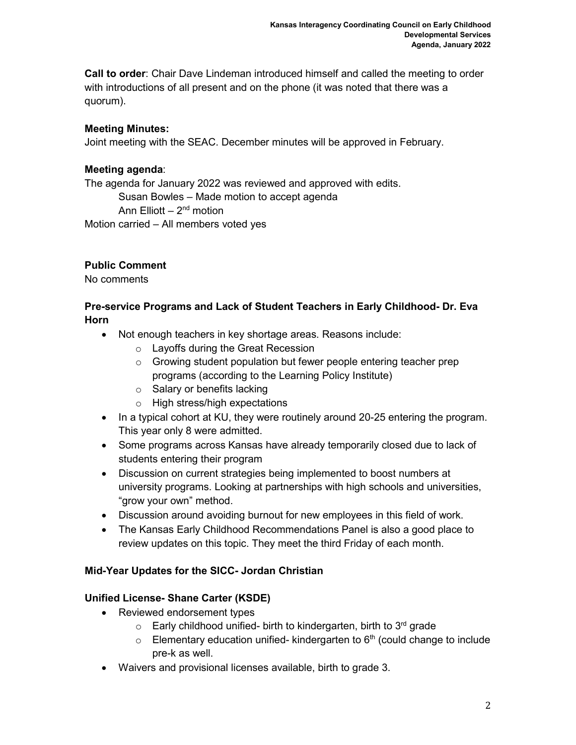**Call to order**: Chair Dave Lindeman introduced himself and called the meeting to order with introductions of all present and on the phone (it was noted that there was a quorum).

**Meeting Minutes:**
Joint meeting with the SEAC. December minutes will be approved in February.

**Meeting agenda**:
The agenda for January 2022 was reviewed and approved with edits.

Susan Bowles – Made motion to accept agenda
Ann Elliott – 2nd motion

Motion carried – All members voted yes

**Public Comment**
No comments

**Pre-service Programs and Lack of Student Teachers in Early Childhood- Dr. Eva Horn**

- Not enough teachers in key shortage areas. Reasons include:
  - Layoffs during the Great Recession
  - Growing student population but fewer people entering teacher prep programs (according to the Learning Policy Institute)
  - Salary or benefits lacking
  - High stress/high expectations
- In a typical cohort at KU, they were routinely around 20-25 entering the program. This year only 8 were admitted.
- Some programs across Kansas have already temporarily closed due to lack of students entering their program
- Discussion on current strategies being implemented to boost numbers at university programs. Looking at partnerships with high schools and universities, "grow your own" method.
- Discussion around avoiding burnout for new employees in this field of work.
- The Kansas Early Childhood Recommendations Panel is also a good place to review updates on this topic. They meet the third Friday of each month.

**Mid-Year Updates for the SICC- Jordan Christian**

**Unified License- Shane Carter (KSDE)**

- Reviewed endorsement types
  - Early childhood unified- birth to kindergarten, birth to 3rd grade
  - Elementary education unified- kindergarten to 6th (could change to include pre-k as well.
- Waivers and provisional licenses available, birth to grade 3.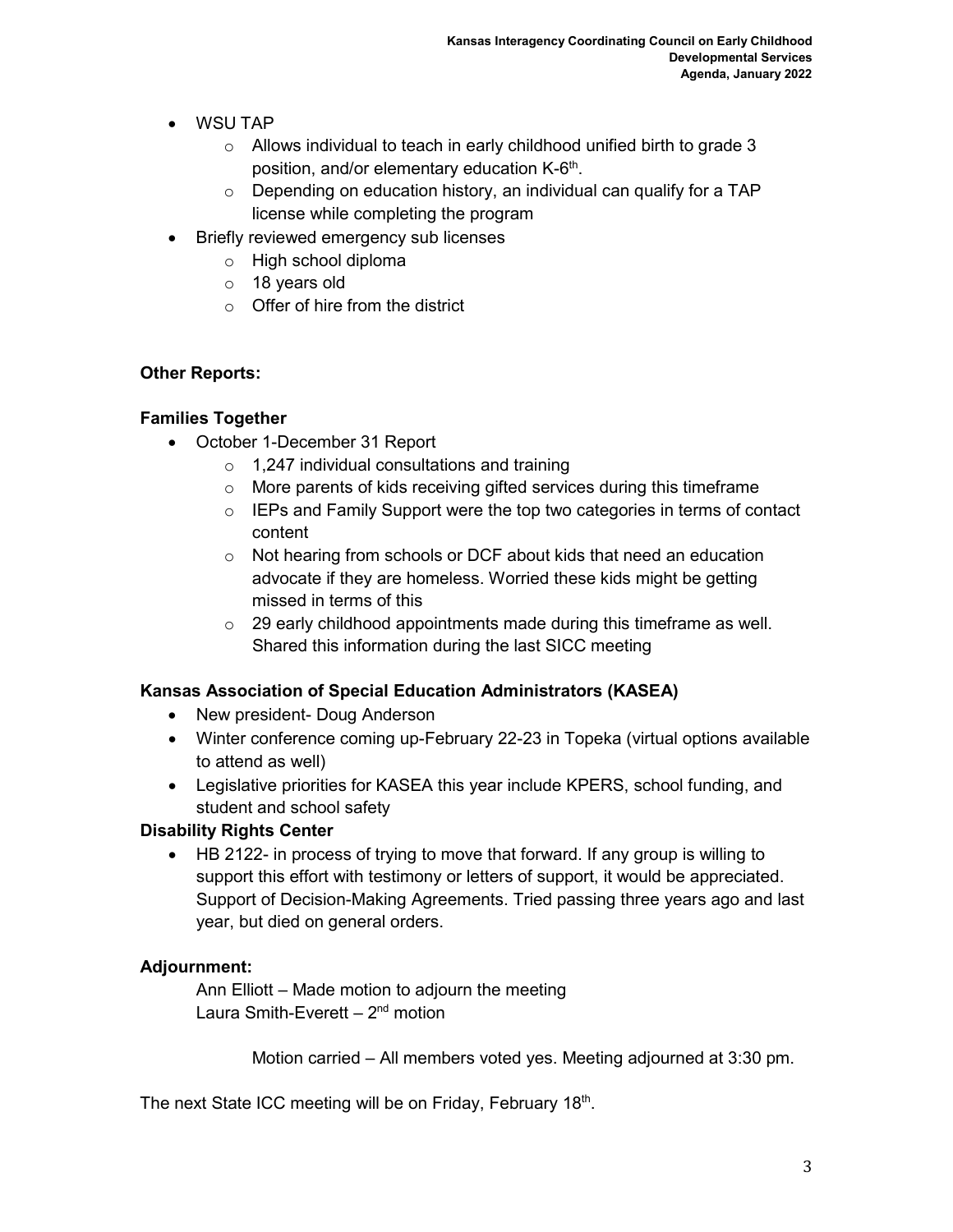- WSU TAP
  - Allows individual to teach in early childhood unified birth to grade 3 position, and/or elementary education K-6th.
  - Depending on education history, an individual can qualify for a TAP license while completing the program
- Briefly reviewed emergency sub licenses
  - High school diploma
  - 18 years old
  - Offer of hire from the district

**Other Reports:**

**Families Together**

- October 1-December 31 Report
  - 1,247 individual consultations and training
  - More parents of kids receiving gifted services during this timeframe
  - IEPs and Family Support were the top two categories in terms of contact content
  - Not hearing from schools or DCF about kids that need an education advocate if they are homeless. Worried these kids might be getting missed in terms of this
  - 29 early childhood appointments made during this timeframe as well. Shared this information during the last SICC meeting

**Kansas Association of Special Education Administrators (KASEA)**

- New president- Doug Anderson
- Winter conference coming up-February 22-23 in Topeka (virtual options available to attend as well)
- Legislative priorities for KASEA this year include KPERS, school funding, and student and school safety

**Disability Rights Center**

- HB 2122- in process of trying to move that forward. If any group is willing to support this effort with testimony or letters of support, it would be appreciated. Support of Decision-Making Agreements. Tried passing three years ago and last year, but died on general orders.

**Adjournment:**

Ann Elliott – Made motion to adjourn the meeting
Laura Smith-Everett – 2nd motion

Motion carried – All members voted yes. Meeting adjourned at 3:30 pm.

The next State ICC meeting will be on Friday, February 18th.